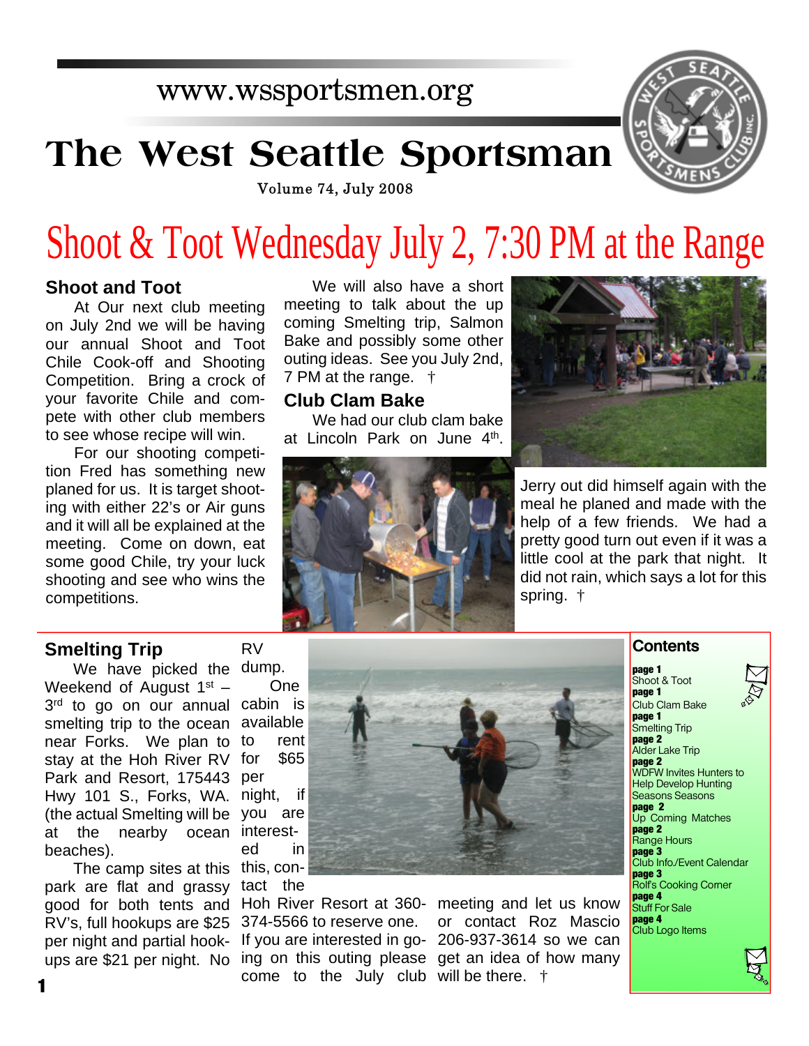www.wssportsmen.org

# The West Seattle Sportsman

Volume 74, July 2008

# Shoot & Toot Wednesday July 2, 7:30 PM at the Range

## Shoot and Toot

At Our next club meeting on July 2nd we will be having our annual Shoot and Toot Chile Cook-off and Shooting Competition. Bring a crock of your favorite Chile and compete with other club members to see whose recipe will win.

For our shooting competition Fred has something new planed for us. It is target shooting with either 22's or Air guns and it will all be explained at the meeting. Come on down, eat some good Chile, try your luck shooting and see who wins the competitions.

We will also have a short meeting to talk about the up coming Smelting trip, Salmon Bake and possibly some other outing ideas. See you July 2nd, 7 PM at the range. †

## Club Clam Bake

We had our club clam bake at Lincoln Park on June 4th.

Jerry out did himself again with the meal he planed and made with the help of a few friends. We had a pretty good turn out even if it was a little cool at the park that night. It did not rain, which says a lot for this spring. †

## Smelting Trip

We have picked the Weekend of August 1st – 3rd to go on our annual smelting trip to the ocean near Forks. We plan to stay at the Hoh River RV Park and Resort, 175443 Hwy 101 S., Forks, WA. (the actual Smelting will be at the nearby ocean beaches).

The camp sites at this park are flat and grassy good for both tents and RV's, full hookups are $25 per night and partial hookups are $21 per night. No RV dump.

One cabin is available to rent for $65 per night, if you are interested in this, contact the Hoh River Resort at 360-374-5566 to reserve one.

If you are interested in going on this outing please come to the July club meeting and let us know or contact Roz Mascio 206-937-3614 so we can get an idea of how many will be there. †

## Contents

**page 1**
Shoot & Toot
**page 1**
Club Clam Bake
**page 1**
Smelting Trip
**page 2**
Alder Lake Trip
**page 2**
WDFW Invites Hunters to Help Develop Hunting Seasons Seasons
**page 2**
Up Coming Matches
**page 2**
Range Hours
**page 3**
Club Info./Event Calendar
**page 3**
Rolf's Cooking Corner
**page 4**
Stuff For Sale
**page 4**
Club Logo Items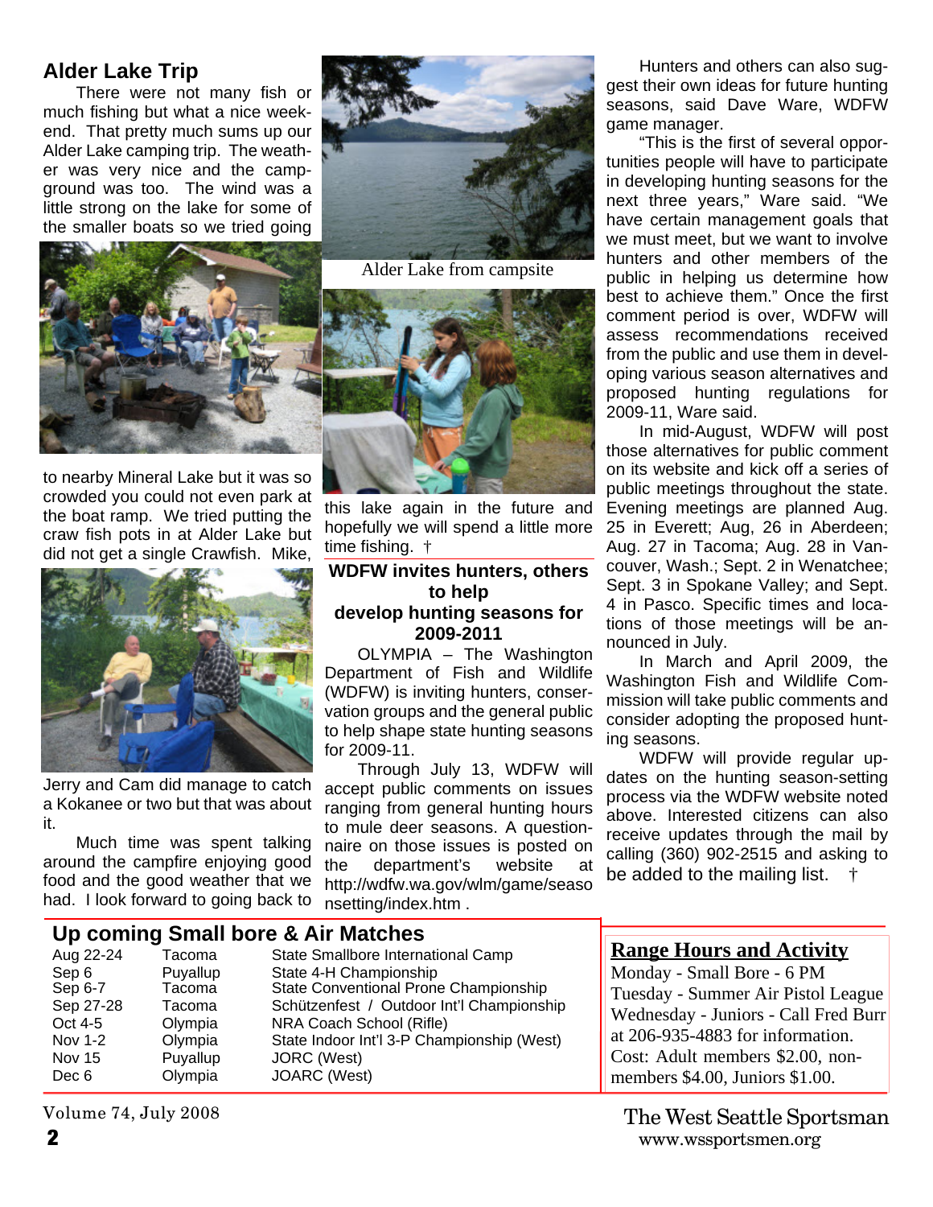## Alder Lake Trip

There were not many fish or much fishing but what a nice weekend. That pretty much sums up our Alder Lake camping trip. The weather was very nice and the campground was too. The wind was a little strong on the lake for some of the smaller boats so we tried going to nearby Mineral Lake but it was so crowded you could not even park at the boat ramp. We tried putting the craw fish pots in at Alder Lake but did not get a single Crawfish. Mike, Jerry and Cam did manage to catch a Kokanee or two but that was about it.

Much time was spent talking around the campfire enjoying good food and the good weather that we had. I look forward to going back to this lake again in the future and hopefully we will spend a little more time fishing. †

Alder Lake from campsite

## WDFW invites hunters, others to help develop hunting seasons for 2009-2011

OLYMPIA – The Washington Department of Fish and Wildlife (WDFW) is inviting hunters, conservation groups and the general public to help shape state hunting seasons for 2009-11.

Through July 13, WDFW will accept public comments on issues ranging from general hunting hours to mule deer seasons. A questionnaire on those issues is posted on the department's website at http://wdfw.wa.gov/wlm/game/seasonsetting/index.htm .

Hunters and others can also suggest their own ideas for future hunting seasons, said Dave Ware, WDFW game manager.

"This is the first of several opportunities people will have to participate in developing hunting seasons for the next three years," Ware said. "We have certain management goals that we must meet, but we want to involve hunters and other members of the public in helping us determine how best to achieve them." Once the first comment period is over, WDFW will assess recommendations received from the public and use them in developing various season alternatives and proposed hunting regulations for 2009-11, Ware said.

In mid-August, WDFW will post those alternatives for public comment on its website and kick off a series of public meetings throughout the state. Evening meetings are planned Aug. 25 in Everett; Aug, 26 in Aberdeen; Aug. 27 in Tacoma; Aug. 28 in Vancouver, Wash.; Sept. 2 in Wenatchee; Sept. 3 in Spokane Valley; and Sept. 4 in Pasco. Specific times and locations of those meetings will be announced in July.

In March and April 2009, the Washington Fish and Wildlife Commission will take public comments and consider adopting the proposed hunting seasons.

WDFW will provide regular updates on the hunting season-setting process via the WDFW website noted above. Interested citizens can also receive updates through the mail by calling (360) 902-2515 and asking to be added to the mailing list. †

## Up coming Small bore & Air Matches

| | | |
|---|---|---|
| Aug 22-24 | Tacoma | State Smallbore International Camp |
| Sep 6 | Puyallup | State 4-H Championship |
| Sep 6-7 | Tacoma | State Conventional Prone Championship |
| Sep 27-28 | Tacoma | Schützenfest / Outdoor Int'l Championship |
| Oct 4-5 | Olympia | NRA Coach School (Rifle) |
| Nov 1-2 | Olympia | State Indoor Int'l 3-P Championship (West) |
| Nov 15 | Puyallup | JORC (West) |
| Dec 6 | Olympia | JOARC (West) |

## Range Hours and Activity

Monday - Small Bore - 6 PM
Tuesday - Summer Air Pistol League
Wednesday - Juniors - Call Fred Burr at 206-935-4883 for information.
Cost: Adult members $2.00, non-members $4.00, Juniors $1.00.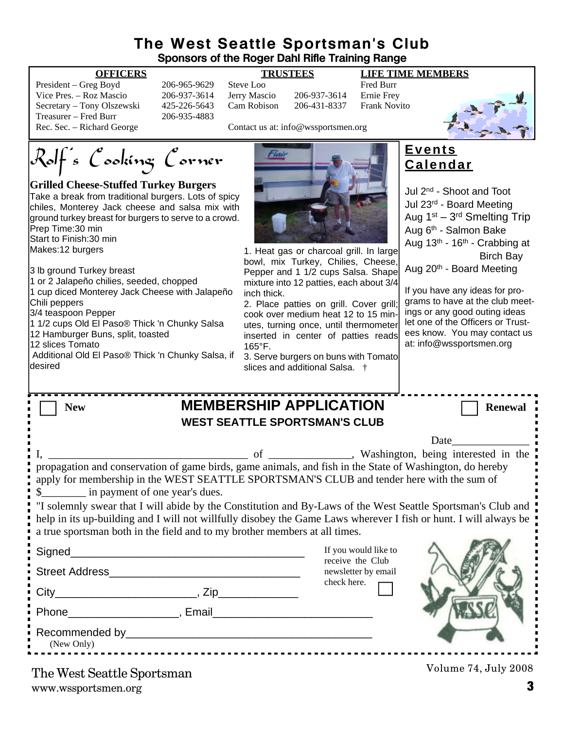# The West Seattle Sportsman's Club

**Sponsors of the Roger Dahl Rifle Training Range**

| OFFICERS | | TRUSTEES | | LIFE TIME MEMBERS |
|---|---|---|---|---|
| President – Greg Boyd | 206-965-9629 | Steve Loo | | Fred Burr |
| Vice Pres. – Roz Mascio | 206-937-3614 | Jerry Mascio | 206-937-3614 | Ernie Frey |
| Secretary – Tony Olszewski | 425-226-5643 | Cam Robison | 206-431-8337 | Frank Novito |
| Treasurer – Fred Burr | 206-935-4883 | | | |
| Rec. Sec. – Richard George | | Contact us at: info@wssportsmen.org | | |

## Rolf's Cooking Corner

### Grilled Cheese-Stuffed Turkey Burgers

Take a break from traditional burgers. Lots of spicy chiles, Monterey Jack cheese and salsa mix with ground turkey breast for burgers to serve to a crowd.

Prep Time:30 min
Start to Finish:30 min
Makes:12 burgers

3 lb ground Turkey breast
1 or 2 Jalapeño chilies, seeded, chopped
1 cup diced Monterey Jack Cheese with Jalapeño Chili peppers
3/4 teaspoon Pepper
1 1/2 cups Old El Paso® Thick 'n Chunky Salsa
12 Hamburger Buns, split, toasted
12 slices Tomato
Additional Old El Paso® Thick 'n Chunky Salsa, if desired

1. Heat gas or charcoal grill. In large bowl, mix Turkey, Chilies, Cheese, Pepper and 1 1/2 cups Salsa. Shape mixture into 12 patties, each about 3/4 inch thick.
2. Place patties on grill. Cover grill; cook over medium heat 12 to 15 minutes, turning once, until thermometer inserted in center of patties reads 165°F.
3. Serve burgers on buns with Tomato slices and additional Salsa. †

## Events Calendar

Jul 2nd - Shoot and Toot
Jul 23rd - Board Meeting
Aug 1st – 3rd Smelting Trip
Aug 6th - Salmon Bake
Aug 13th - 16th - Crabbing at Birch Bay
Aug 20th - Board Meeting

If you have any ideas for programs to have at the club meetings or any good outing ideas let one of the Officers or Trustees know. You may contact us at: info@wssportsmen.org

## MEMBERSHIP APPLICATION

**WEST SEATTLE SPORTSMAN'S CLUB**

☐ New ☐ Renewal

Date______________

I, ____________________________________ of ______________, Washington, being interested in the propagation and conservation of game birds, game animals, and fish in the State of Washington, do hereby apply for membership in the WEST SEATTLE SPORTSMAN'S CLUB and tender here with the sum of $________ in payment of one year's dues.

"I solemnly swear that I will abide by the Constitution and By-Laws of the West Seattle Sportsman's Club and help in its up-building and I will not willfully disobey the Game Laws wherever I fish or hunt. I will always be a true sportsman both in the field and to my brother members at all times.

Signed______________________________________

Street Address_______________________________

City______________________, Zip____________

Phone_________________, Email________________________

Recommended by________________________________________
(New Only)

If you would like to receive the Club newsletter by email check here. ☐

The West Seattle Sportsman
www.wssportsmen.org

Volume 74, July 2008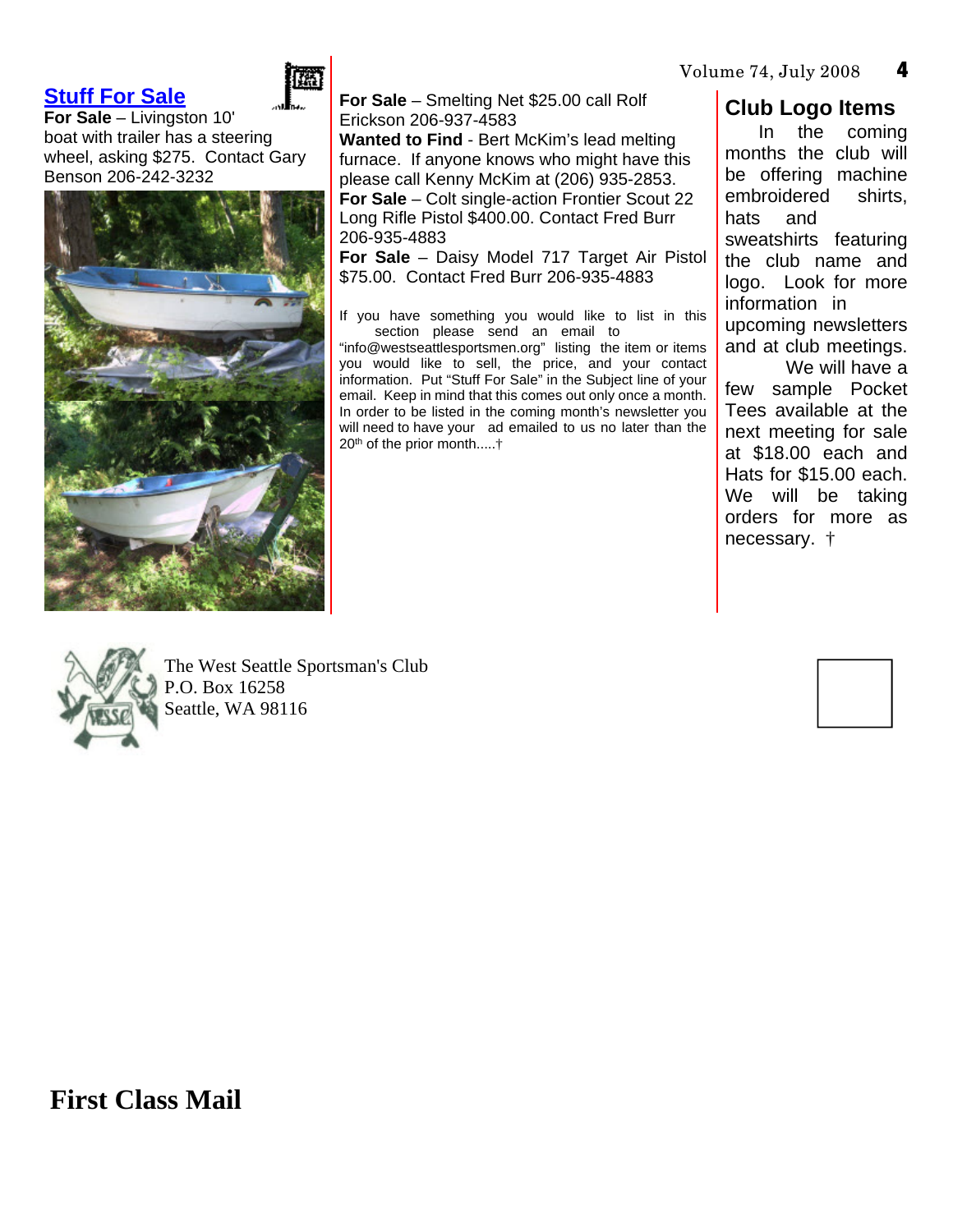## Stuff For Sale

**For Sale** – Livingston 10' boat with trailer has a steering wheel, asking $275. Contact Gary Benson 206-242-3232

**For Sale** – Smelting Net $25.00 call Rolf Erickson 206-937-4583

**Wanted to Find** - Bert McKim's lead melting furnace. If anyone knows who might have this please call Kenny McKim at (206) 935-2853.

**For Sale** – Colt single-action Frontier Scout 22 Long Rifle Pistol $400.00. Contact Fred Burr 206-935-4883

**For Sale** – Daisy Model 717 Target Air Pistol $75.00. Contact Fred Burr 206-935-4883

If you have something you would like to list in this section please send an email to "info@westseattlesportsmen.org" listing the item or items you would like to sell, the price, and your contact information. Put "Stuff For Sale" in the Subject line of your email. Keep in mind that this comes out only once a month. In order to be listed in the coming month's newsletter you will need to have your ad emailed to us no later than the 20th of the prior month.....†

## Club Logo Items

In the coming months the club will be offering machine embroidered shirts, hats and sweatshirts featuring the club name and logo. Look for more information in upcoming newsletters and at club meetings.

We will have a few sample Pocket Tees available at the next meeting for sale at $18.00 each and Hats for $15.00 each. We will be taking orders for more as necessary. †

The West Seattle Sportsman's Club
P.O. Box 16258
Seattle, WA 98116

**First Class Mail**